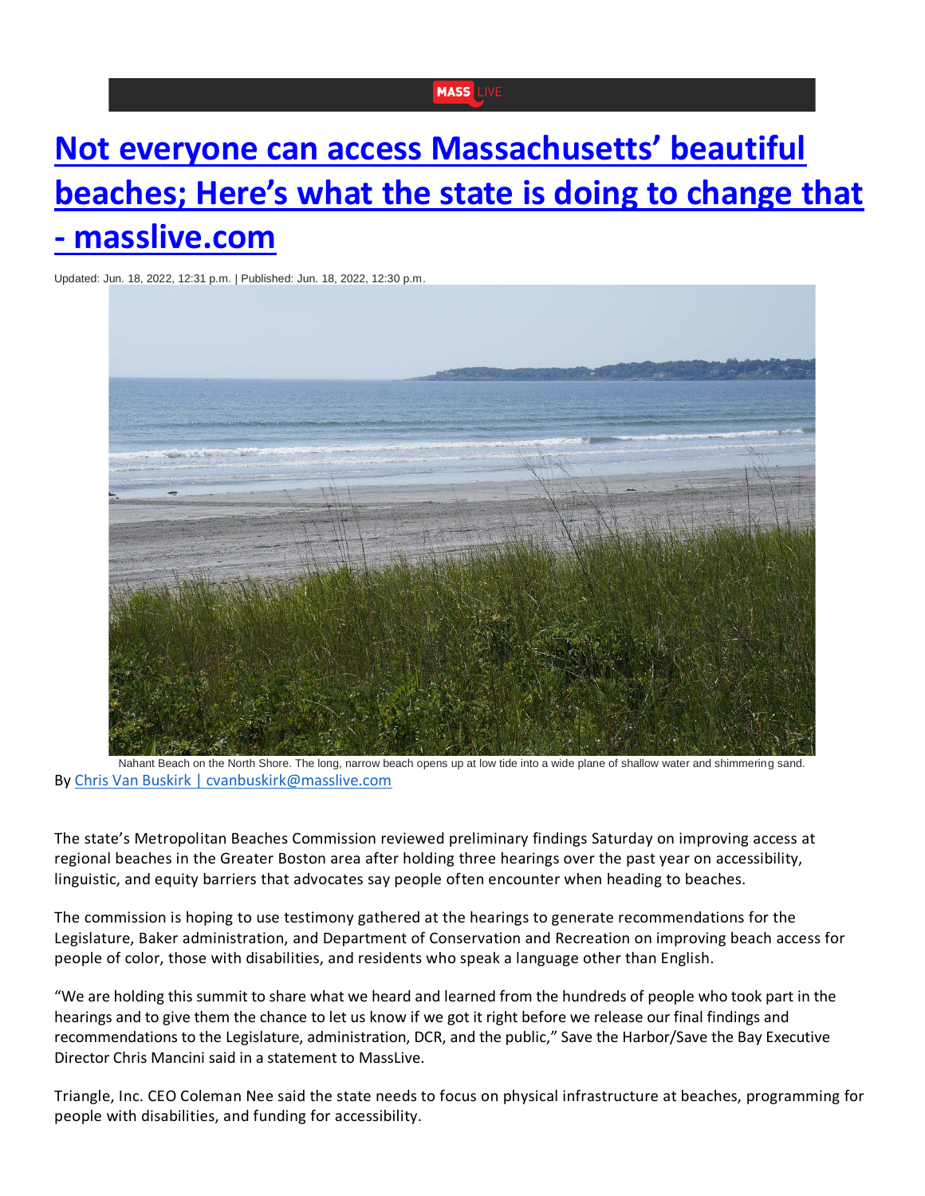# Not everyone can access Massachusetts' beautiful beaches; Here's what the state is doing to change that - masslive.com

Updated: Jun. 18, 2022, 12:31 p.m. | Published: Jun. 18, 2022, 12:30 p.m.

Nahant Beach on the North Shore. The long, narrow beach opens up at low tide into a wide plane of shallow water and shimmering sand.

By Chris Van Buskirk | cvanbuskirk@masslive.com

The state's Metropolitan Beaches Commission reviewed preliminary findings Saturday on improving access at regional beaches in the Greater Boston area after holding three hearings over the past year on accessibility, linguistic, and equity barriers that advocates say people often encounter when heading to beaches.

The commission is hoping to use testimony gathered at the hearings to generate recommendations for the Legislature, Baker administration, and Department of Conservation and Recreation on improving beach access for people of color, those with disabilities, and residents who speak a language other than English.

"We are holding this summit to share what we heard and learned from the hundreds of people who took part in the hearings and to give them the chance to let us know if we got it right before we release our final findings and recommendations to the Legislature, administration, DCR, and the public," Save the Harbor/Save the Bay Executive Director Chris Mancini said in a statement to MassLive.

Triangle, Inc. CEO Coleman Nee said the state needs to focus on physical infrastructure at beaches, programming for people with disabilities, and funding for accessibility.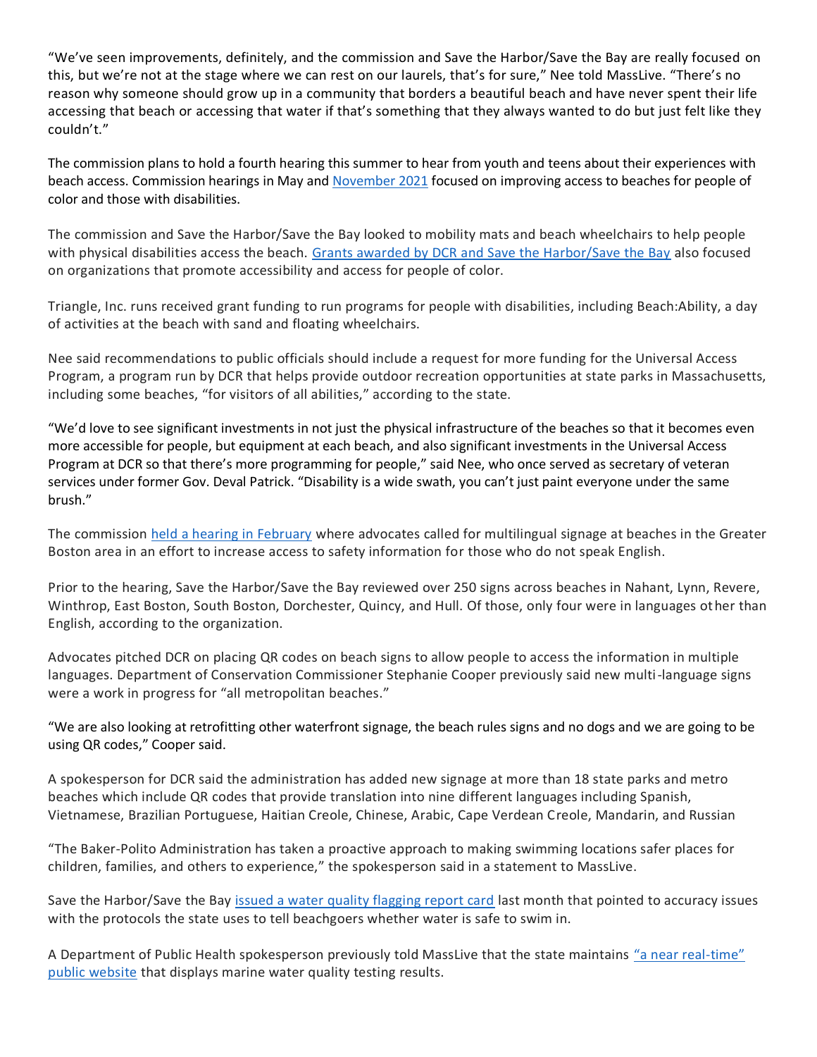"We've seen improvements, definitely, and the commission and Save the Harbor/Save the Bay are really focused on this, but we're not at the stage where we can rest on our laurels, that's for sure," Nee told MassLive. "There's no reason why someone should grow up in a community that borders a beautiful beach and have never spent their life accessing that beach or accessing that water if that's something that they always wanted to do but just felt like they couldn't."

The commission plans to hold a fourth hearing this summer to hear from youth and teens about their experiences with beach access. Commission hearings in May and [November 2021](#) focused on improving access to beaches for people of color and those with disabilities.

The commission and Save the Harbor/Save the Bay looked to mobility mats and beach wheelchairs to help people with physical disabilities access the beach. [Grants awarded by DCR and Save the Harbor/Save the Bay](#) also focused on organizations that promote accessibility and access for people of color.

Triangle, Inc. runs received grant funding to run programs for people with disabilities, including Beach:Ability, a day of activities at the beach with sand and floating wheelchairs.

Nee said recommendations to public officials should include a request for more funding for the Universal Access Program, a program run by DCR that helps provide outdoor recreation opportunities at state parks in Massachusetts, including some beaches, "for visitors of all abilities," according to the state.

"We'd love to see significant investments in not just the physical infrastructure of the beaches so that it becomes even more accessible for people, but equipment at each beach, and also significant investments in the Universal Access Program at DCR so that there's more programming for people," said Nee, who once served as secretary of veteran services under former Gov. Deval Patrick. "Disability is a wide swath, you can't just paint everyone under the same brush."

The commission [held a hearing in February](#) where advocates called for multilingual signage at beaches in the Greater Boston area in an effort to increase access to safety information for those who do not speak English.

Prior to the hearing, Save the Harbor/Save the Bay reviewed over 250 signs across beaches in Nahant, Lynn, Revere, Winthrop, East Boston, South Boston, Dorchester, Quincy, and Hull. Of those, only four were in languages other than English, according to the organization.

Advocates pitched DCR on placing QR codes on beach signs to allow people to access the information in multiple languages. Department of Conservation Commissioner Stephanie Cooper previously said new multi-language signs were a work in progress for "all metropolitan beaches."

"We are also looking at retrofitting other waterfront signage, the beach rules signs and no dogs and we are going to be using QR codes," Cooper said.

A spokesperson for DCR said the administration has added new signage at more than 18 state parks and metro beaches which include QR codes that provide translation into nine different languages including Spanish, Vietnamese, Brazilian Portuguese, Haitian Creole, Chinese, Arabic, Cape Verdean Creole, Mandarin, and Russian

"The Baker-Polito Administration has taken a proactive approach to making swimming locations safer places for children, families, and others to experience," the spokesperson said in a statement to MassLive.

Save the Harbor/Save the Bay [issued a water quality flagging report card](#) last month that pointed to accuracy issues with the protocols the state uses to tell beachgoers whether water is safe to swim in.

A Department of Public Health spokesperson previously told MassLive that the state maintains ["a near real-time" public website](#) that displays marine water quality testing results.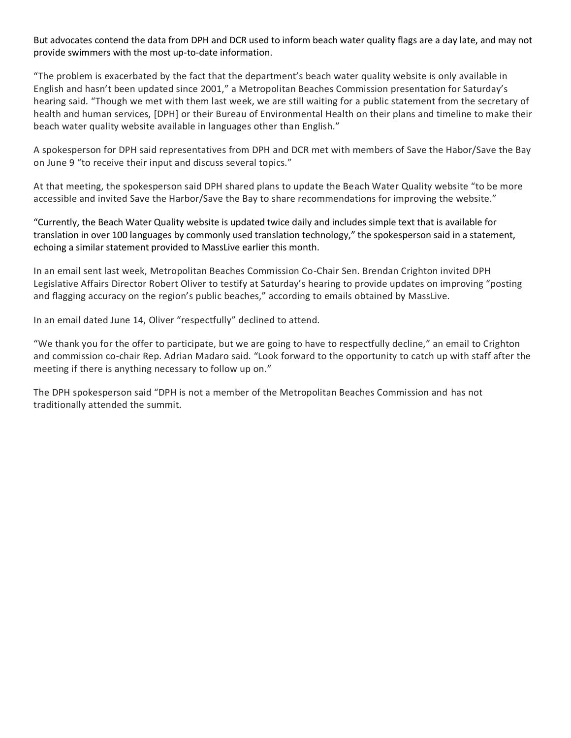But advocates contend the data from DPH and DCR used to inform beach water quality flags are a day late, and may not provide swimmers with the most up-to-date information.

"The problem is exacerbated by the fact that the department's beach water quality website is only available in English and hasn't been updated since 2001," a Metropolitan Beaches Commission presentation for Saturday's hearing said. "Though we met with them last week, we are still waiting for a public statement from the secretary of health and human services, [DPH] or their Bureau of Environmental Health on their plans and timeline to make their beach water quality website available in languages other than English."

A spokesperson for DPH said representatives from DPH and DCR met with members of Save the Habor/Save the Bay on June 9 "to receive their input and discuss several topics."

At that meeting, the spokesperson said DPH shared plans to update the Beach Water Quality website "to be more accessible and invited Save the Harbor/Save the Bay to share recommendations for improving the website."

"Currently, the Beach Water Quality website is updated twice daily and includes simple text that is available for translation in over 100 languages by commonly used translation technology," the spokesperson said in a statement, echoing a similar statement provided to MassLive earlier this month.

In an email sent last week, Metropolitan Beaches Commission Co-Chair Sen. Brendan Crighton invited DPH Legislative Affairs Director Robert Oliver to testify at Saturday's hearing to provide updates on improving "posting and flagging accuracy on the region's public beaches," according to emails obtained by MassLive.

In an email dated June 14, Oliver "respectfully" declined to attend.

"We thank you for the offer to participate, but we are going to have to respectfully decline," an email to Crighton and commission co-chair Rep. Adrian Madaro said. "Look forward to the opportunity to catch up with staff after the meeting if there is anything necessary to follow up on."

The DPH spokesperson said "DPH is not a member of the Metropolitan Beaches Commission and has not traditionally attended the summit.